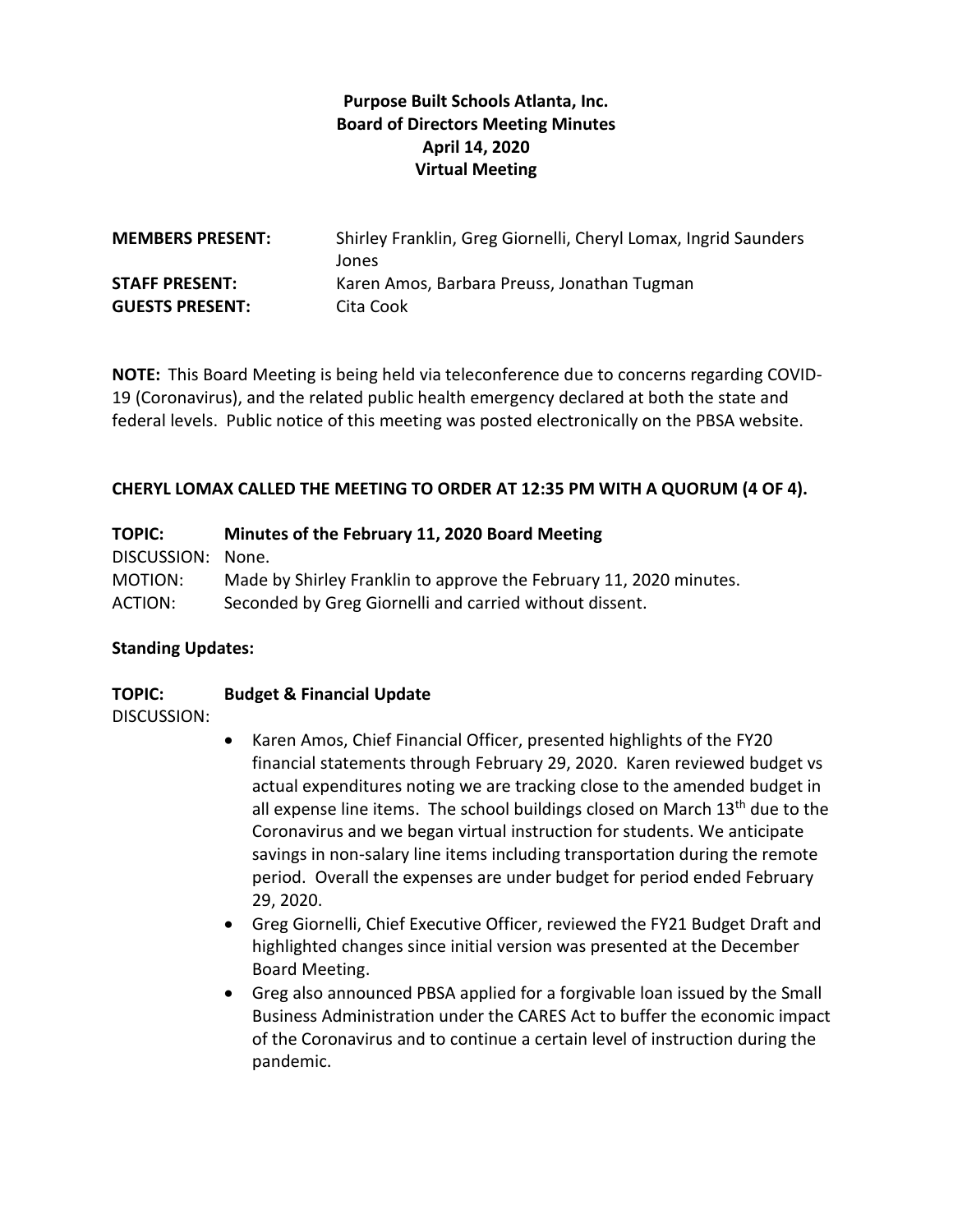**Purpose Built Schools Atlanta, Inc.**
**Board of Directors Meeting Minutes**
**April 14, 2020**
**Virtual Meeting**

| | |
|---|---|
| **MEMBERS PRESENT:** | Shirley Franklin, Greg Giornelli, Cheryl Lomax, Ingrid Saunders Jones |
| **STAFF PRESENT:** | Karen Amos, Barbara Preuss, Jonathan Tugman |
| **GUESTS PRESENT:** | Cita Cook |

**NOTE:** This Board Meeting is being held via teleconference due to concerns regarding COVID-19 (Coronavirus), and the related public health emergency declared at both the state and federal levels. Public notice of this meeting was posted electronically on the PBSA website.

**CHERYL LOMAX CALLED THE MEETING TO ORDER AT 12:35 PM WITH A QUORUM (4 OF 4).**

**TOPIC: Minutes of the February 11, 2020 Board Meeting**
DISCUSSION: None.
MOTION: Made by Shirley Franklin to approve the February 11, 2020 minutes.
ACTION: Seconded by Greg Giornelli and carried without dissent.

**Standing Updates:**

**TOPIC: Budget & Financial Update**
DISCUSSION:

- Karen Amos, Chief Financial Officer, presented highlights of the FY20 financial statements through February 29, 2020. Karen reviewed budget vs actual expenditures noting we are tracking close to the amended budget in all expense line items. The school buildings closed on March 13th due to the Coronavirus and we began virtual instruction for students. We anticipate savings in non-salary line items including transportation during the remote period. Overall the expenses are under budget for period ended February 29, 2020.
- Greg Giornelli, Chief Executive Officer, reviewed the FY21 Budget Draft and highlighted changes since initial version was presented at the December Board Meeting.
- Greg also announced PBSA applied for a forgivable loan issued by the Small Business Administration under the CARES Act to buffer the economic impact of the Coronavirus and to continue a certain level of instruction during the pandemic.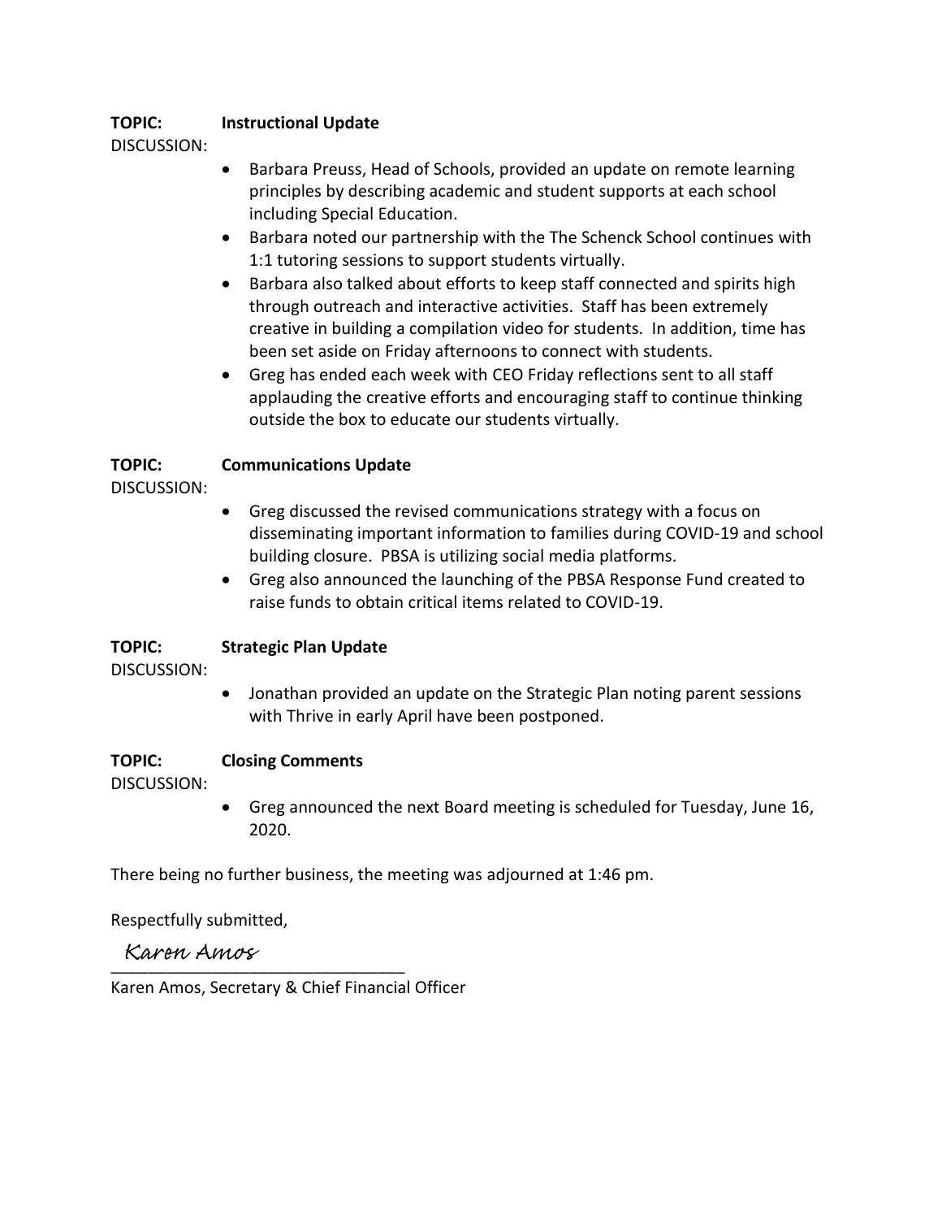**TOPIC:** **Instructional Update**

DISCUSSION:

- Barbara Preuss, Head of Schools, provided an update on remote learning principles by describing academic and student supports at each school including Special Education.
- Barbara noted our partnership with the The Schenck School continues with 1:1 tutoring sessions to support students virtually.
- Barbara also talked about efforts to keep staff connected and spirits high through outreach and interactive activities. Staff has been extremely creative in building a compilation video for students. In addition, time has been set aside on Friday afternoons to connect with students.
- Greg has ended each week with CEO Friday reflections sent to all staff applauding the creative efforts and encouraging staff to continue thinking outside the box to educate our students virtually.

**TOPIC:** **Communications Update**

DISCUSSION:

- Greg discussed the revised communications strategy with a focus on disseminating important information to families during COVID-19 and school building closure. PBSA is utilizing social media platforms.
- Greg also announced the launching of the PBSA Response Fund created to raise funds to obtain critical items related to COVID-19.

**TOPIC:** **Strategic Plan Update**

DISCUSSION:

- Jonathan provided an update on the Strategic Plan noting parent sessions with Thrive in early April have been postponed.

**TOPIC:** **Closing Comments**

DISCUSSION:

- Greg announced the next Board meeting is scheduled for Tuesday, June 16, 2020.

There being no further business, the meeting was adjourned at 1:46 pm.

Respectfully submitted,

*Karen Amos*
\_\_\_\_\_\_\_\_\_\_\_\_\_\_\_\_\_\_\_\_\_\_\_\_\_\_\_\_\_\_\_\_

Karen Amos, Secretary & Chief Financial Officer